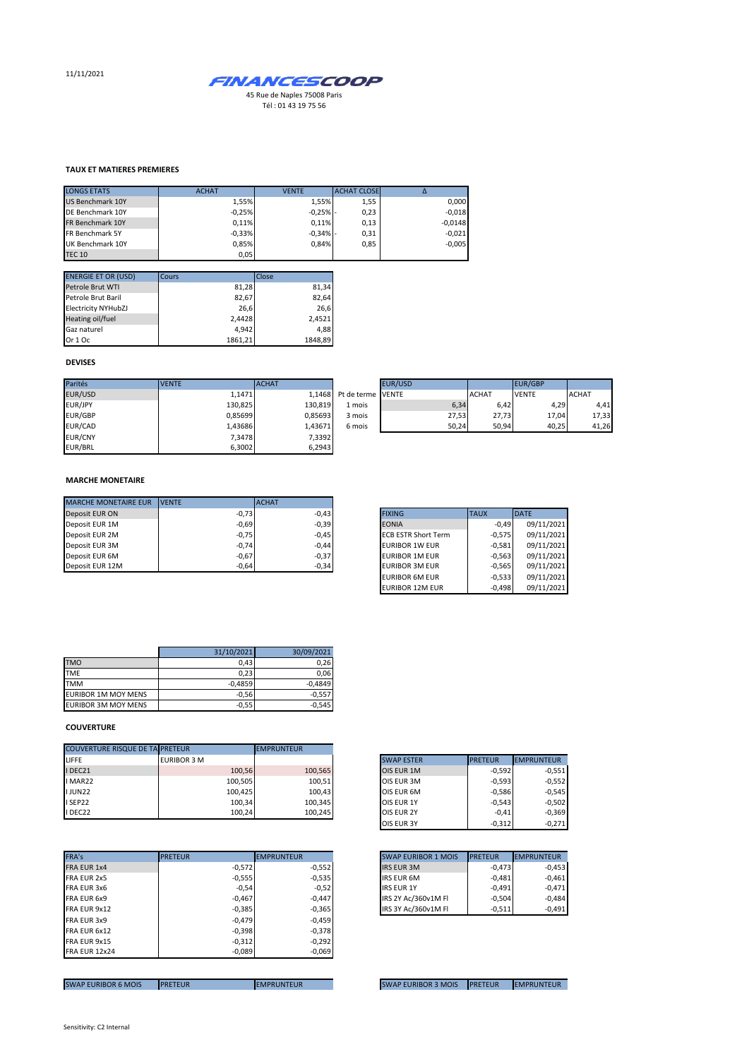11/11/2021

**FINANCESCOOP**

45 Rue de Naples 75008 Paris
Tél : 01 43 19 75 56

### TAUX ET MATIERES PREMIERES

| LONGS ETATS | ACHAT | VENTE | ACHAT CLOSE | Δ |
|---|---|---|---|---|
| US Benchmark 10Y | 1,55% | 1,55% | 1,55 | 0,000 |
| DE Benchmark 10Y | -0,25% | -0,25% | - 0,23 | -0,018 |
| FR Benchmark 10Y | 0,11% | 0,11% | 0,13 | -0,0148 |
| FR Benchmark 5Y | -0,33% | -0,34% | - 0,31 | -0,021 |
| UK Benchmark 10Y | 0,85% | 0,84% | 0,85 | -0,005 |
| TEC 10 | 0,05 | | | |

| ENERGIE ET OR (USD) | Cours | Close |
|---|---|---|
| Petrole Brut WTI | 81,28 | 81,34 |
| Petrole Brut Baril | 82,67 | 82,64 |
| Electricity NYHubZJ | 26,6 | 26,6 |
| Heating oil/fuel | 2,4428 | 2,4521 |
| Gaz naturel | 4,942 | 4,88 |
| Or 1 Oc | 1861,21 | 1848,89 |

### DEVISES

| Parités | VENTE | ACHAT |
|---|---|---|
| EUR/USD | 1,1471 | 1,1468 |
| EUR/JPY | 130,825 | 130,819 |
| EUR/GBP | 0,85699 | 0,85693 |
| EUR/CAD | 1,43686 | 1,43671 |
| EUR/CNY | 7,3478 | 7,3392 |
| EUR/BRL | 6,3002 | 6,2943 |

| | EUR/USD | | EUR/GBP | |
|---|---|---|---|---|
| Pt de terme | VENTE | ACHAT | VENTE | ACHAT |
| 1 mois | 6,34 | 6,42 | 4,29 | 4,41 |
| 3 mois | 27,53 | 27,73 | 17,04 | 17,33 |
| 6 mois | 50,24 | 50,94 | 40,25 | 41,26 |

### MARCHE MONETAIRE

| MARCHE MONETAIRE EUR | VENTE | ACHAT |
|---|---|---|
| Deposit EUR ON | -0,73 | -0,43 |
| Deposit EUR 1M | -0,69 | -0,39 |
| Deposit EUR 2M | -0,75 | -0,45 |
| Deposit EUR 3M | -0,74 | -0,44 |
| Deposit EUR 6M | -0,67 | -0,37 |
| Deposit EUR 12M | -0,64 | -0,34 |

| FIXING | TAUX | DATE |
|---|---|---|
| EONIA | -0,49 | 09/11/2021 |
| ECB ESTR Short Term | -0,575 | 09/11/2021 |
| EURIBOR 1W EUR | -0,581 | 09/11/2021 |
| EURIBOR 1M EUR | -0,563 | 09/11/2021 |
| EURIBOR 3M EUR | -0,565 | 09/11/2021 |
| EURIBOR 6M EUR | -0,533 | 09/11/2021 |
| EURIBOR 12M EUR | -0,498 | 09/11/2021 |

| | 31/10/2021 | 30/09/2021 |
|---|---|---|
| TMO | 0,43 | 0,26 |
| TME | 0,23 | 0,06 |
| TMM | -0,4859 | -0,4849 |
| EURIBOR 1M MOY MENS | -0,56 | -0,557 |
| EURIBOR 3M MOY MENS | -0,55 | -0,545 |

### COUVERTURE

| COUVERTURE RISQUE DE TA | PRETEUR | EMPRUNTEUR |
|---|---|---|
| LIFFE | EURIBOR 3 M | |
| I DEC21 | 100,56 | 100,565 |
| I MAR22 | 100,505 | 100,51 |
| I JUN22 | 100,425 | 100,43 |
| I SEP22 | 100,34 | 100,345 |
| I DEC22 | 100,24 | 100,245 |

| SWAP ESTER | PRETEUR | EMPRUNTEUR |
|---|---|---|
| OIS EUR 1M | -0,592 | -0,551 |
| OIS EUR 3M | -0,593 | -0,552 |
| OIS EUR 6M | -0,586 | -0,545 |
| OIS EUR 1Y | -0,543 | -0,502 |
| OIS EUR 2Y | -0,41 | -0,369 |
| OIS EUR 3Y | -0,312 | -0,271 |

| FRA's | PRETEUR | EMPRUNTEUR |
|---|---|---|
| FRA EUR 1x4 | -0,572 | -0,552 |
| FRA EUR 2x5 | -0,555 | -0,535 |
| FRA EUR 3x6 | -0,54 | -0,52 |
| FRA EUR 6x9 | -0,467 | -0,447 |
| FRA EUR 9x12 | -0,385 | -0,365 |
| FRA EUR 3x9 | -0,479 | -0,459 |
| FRA EUR 6x12 | -0,398 | -0,378 |
| FRA EUR 9x15 | -0,312 | -0,292 |
| FRA EUR 12x24 | -0,089 | -0,069 |

| SWAP EURIBOR 1 MOIS | PRETEUR | EMPRUNTEUR |
|---|---|---|
| IRS EUR 3M | -0,473 | -0,453 |
| IRS EUR 6M | -0,481 | -0,461 |
| IRS EUR 1Y | -0,491 | -0,471 |
| IRS 2Y Ac/360v1M Fl | -0,504 | -0,484 |
| IRS 3Y Ac/360v1M Fl | -0,511 | -0,491 |

| SWAP EURIBOR 6 MOIS | PRETEUR | EMPRUNTEUR |
|---|---|---|

| SWAP EURIBOR 3 MOIS | PRETEUR | EMPRUNTEUR |
|---|---|---|

Sensitivity: C2 Internal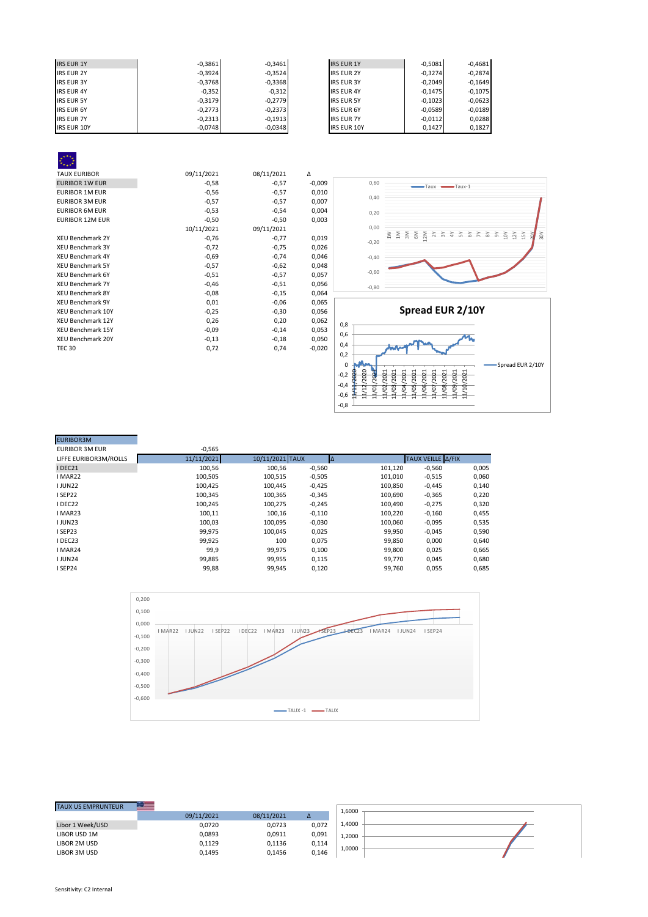| IRS EUR 1Y | -0,3861 | -0,3461 |
|---|---|---|
| IRS EUR 2Y | -0,3924 | -0,3524 |
| IRS EUR 3Y | -0,3768 | -0,3368 |
| IRS EUR 4Y | -0,352 | -0,312 |
| IRS EUR 5Y | -0,3179 | -0,2779 |
| IRS EUR 6Y | -0,2773 | -0,2373 |
| IRS EUR 7Y | -0,2313 | -0,1913 |
| IRS EUR 10Y | -0,0748 | -0,0348 |

| IRS EUR 1Y | -0,5081 | -0,4681 |
|---|---|---|
| IRS EUR 2Y | -0,3274 | -0,2874 |
| IRS EUR 3Y | -0,2049 | -0,1649 |
| IRS EUR 4Y | -0,1475 | -0,1075 |
| IRS EUR 5Y | -0,1023 | -0,0623 |
| IRS EUR 6Y | -0,0589 | -0,0189 |
| IRS EUR 7Y | -0,0112 | 0,0288 |
| IRS EUR 10Y | 0,1427 | 0,1827 |

| TAUX EURIBOR | 09/11/2021 | 08/11/2021 | Δ |
|---|---|---|---|
| EURIBOR 1W EUR | -0,58 | -0,57 | -0,009 |
| EURIBOR 1M EUR | -0,56 | -0,57 | 0,010 |
| EURIBOR 3M EUR | -0,57 | -0,57 | 0,007 |
| EURIBOR 6M EUR | -0,53 | -0,54 | 0,004 |
| EURIBOR 12M EUR | -0,50 | -0,50 | 0,003 |
| | 10/11/2021 | 09/11/2021 | |
| XEU Benchmark 2Y | -0,76 | -0,77 | 0,019 |
| XEU Benchmark 3Y | -0,72 | -0,75 | 0,026 |
| XEU Benchmark 4Y | -0,69 | -0,74 | 0,046 |
| XEU Benchmark 5Y | -0,57 | -0,62 | 0,048 |
| XEU Benchmark 6Y | -0,51 | -0,57 | 0,057 |
| XEU Benchmark 7Y | -0,46 | -0,51 | 0,056 |
| XEU Benchmark 8Y | -0,08 | -0,15 | 0,064 |
| XEU Benchmark 9Y | 0,01 | -0,06 | 0,065 |
| XEU Benchmark 10Y | -0,25 | -0,30 | 0,056 |
| XEU Benchmark 12Y | 0,26 | 0,20 | 0,062 |
| XEU Benchmark 15Y | -0,09 | -0,14 | 0,053 |
| XEU Benchmark 20Y | -0,13 | -0,18 | 0,050 |
| TEC 30 | 0,72 | 0,74 | -0,020 |

**Spread EUR 2/10Y**

| EURIBOR3M | | | | | | |
|---|---|---|---|---|---|---|
| EURIBOR 3M EUR | -0,565 | | | | | |
| LIFFE EURIBOR3M/ROLLS | 11/11/2021 | 10/11/2021 | TAUX | Δ | TAUX VEILLE | Δ/FIX |
| I DEC21 | 100,56 | 100,56 | -0,560 | 101,120 | -0,560 | 0,005 |
| I MAR22 | 100,505 | 100,515 | -0,505 | 101,010 | -0,515 | 0,060 |
| I JUN22 | 100,425 | 100,445 | -0,425 | 100,850 | -0,445 | 0,140 |
| I SEP22 | 100,345 | 100,365 | -0,345 | 100,690 | -0,365 | 0,220 |
| I DEC22 | 100,245 | 100,275 | -0,245 | 100,490 | -0,275 | 0,320 |
| I MAR23 | 100,11 | 100,16 | -0,110 | 100,220 | -0,160 | 0,455 |
| I JUN23 | 100,03 | 100,095 | -0,030 | 100,060 | -0,095 | 0,535 |
| I SEP23 | 99,975 | 100,045 | 0,025 | 99,950 | -0,045 | 0,590 |
| I DEC23 | 99,925 | 100 | 0,075 | 99,850 | 0,000 | 0,640 |
| I MAR24 | 99,9 | 99,975 | 0,100 | 99,800 | 0,025 | 0,665 |
| I JUN24 | 99,885 | 99,955 | 0,115 | 99,770 | 0,045 | 0,680 |
| I SEP24 | 99,88 | 99,945 | 0,120 | 99,760 | 0,055 | 0,685 |

| TAUX US EMPRUNTEUR | 09/11/2021 | 08/11/2021 | Δ |
|---|---|---|---|
| Libor 1 Week/USD | 0,0720 | 0,0723 | 0,072 |
| LIBOR USD 1M | 0,0893 | 0,0911 | 0,091 |
| LIBOR 2M USD | 0,1129 | 0,1136 | 0,114 |
| LIBOR 3M USD | 0,1495 | 0,1456 | 0,146 |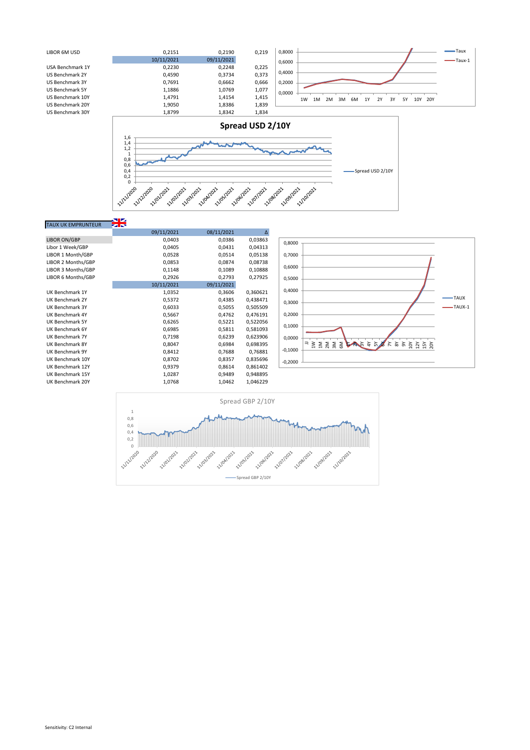| | | | |
|---|---|---|---|
| LIBOR 6M USD | 0,2151 | 0,2190 | 0,219 |
| | 10/11/2021 | 09/11/2021 | |
| USA Benchmark 1Y | 0,2230 | 0,2248 | 0,225 |
| US Benchmark 2Y | 0,4590 | 0,3734 | 0,373 |
| US Benchmark 3Y | 0,7691 | 0,6662 | 0,666 |
| US Benchmark 5Y | 1,1886 | 1,0769 | 1,077 |
| US Benchmark 10Y | 1,4791 | 1,4154 | 1,415 |
| US Benchmark 20Y | 1,9050 | 1,8386 | 1,839 |
| US Benchmark 30Y | 1,8799 | 1,8342 | 1,834 |

0,8000
0,6000
0,4000
0,2000
0,0000
1W 1M 2M 3M 6M 1Y 2Y 3Y 5Y 10Y 20Y
Taux
Taux-1

**Spread USD 2/10Y**

1,6
1,4
1,2
1
0,8
0,6
0,4
0,2
0
11/11/2020 11/12/2020 11/01/2021 11/02/2021 11/03/2021 11/04/2021 11/05/2021 11/06/2021 11/07/2021 11/08/2021 11/09/2021 11/10/2021
Spread USD 2/10Y

| TAUX UK EMPRUNTEUR | | | |
|---|---|---|---|
| | 09/11/2021 | 08/11/2021 | Δ |
| LIBOR ON/GBP | 0,0403 | 0,0386 | 0,03863 |
| Libor 1 Week/GBP | 0,0405 | 0,0431 | 0,04313 |
| LIBOR 1 Month/GBP | 0,0528 | 0,0514 | 0,05138 |
| LIBOR 2 Months/GBP | 0,0853 | 0,0874 | 0,08738 |
| LIBOR 3 Months/GBP | 0,1148 | 0,1089 | 0,10888 |
| LIBOR 6 Months/GBP | 0,2926 | 0,2793 | 0,27925 |
| | 10/11/2021 | 09/11/2021 | |
| UK Benchmark 1Y | 1,0352 | 0,3606 | 0,360621 |
| UK Benchmark 2Y | 0,5372 | 0,4385 | 0,438471 |
| UK Benchmark 3Y | 0,6033 | 0,5055 | 0,505509 |
| UK Benchmark 4Y | 0,5667 | 0,4762 | 0,476191 |
| UK Benchmark 5Y | 0,6265 | 0,5221 | 0,522056 |
| UK Benchmark 6Y | 0,6985 | 0,5811 | 0,581093 |
| UK Benchmark 7Y | 0,7198 | 0,6239 | 0,623906 |
| UK Benchmark 8Y | 0,8047 | 0,6984 | 0,698395 |
| UK Benchmark 9Y | 0,8412 | 0,7688 | 0,76881 |
| UK Benchmark 10Y | 0,8702 | 0,8357 | 0,835696 |
| UK Benchmark 12Y | 0,9379 | 0,8614 | 0,861402 |
| UK Benchmark 15Y | 1,0287 | 0,9489 | 0,948895 |
| UK Benchmark 20Y | 1,0768 | 1,0462 | 1,046229 |

0,8000
0,7000
0,6000
0,5000
0,4000
0,3000
0,2000
0,1000
0,0000
-0,1000
-0,2000
JJ 1W 1M 2M 3M 6M 1Y 2Y 3Y 4Y 5Y 6Y 7Y 8Y 9Y 10Y 12Y 15Y 20Y
TAUX
TAUX-1

Spread GBP 2/10Y

1
0,8
0,6
0,4
0,2
0
11/11/2020 11/12/2020 11/01/2021 11/02/2021 11/03/2021 11/04/2021 11/05/2021 11/06/2021 11/07/2021 11/08/2021 11/09/2021 11/10/2021
Spread GBP 2/10Y

Sensitivity: C2 Internal